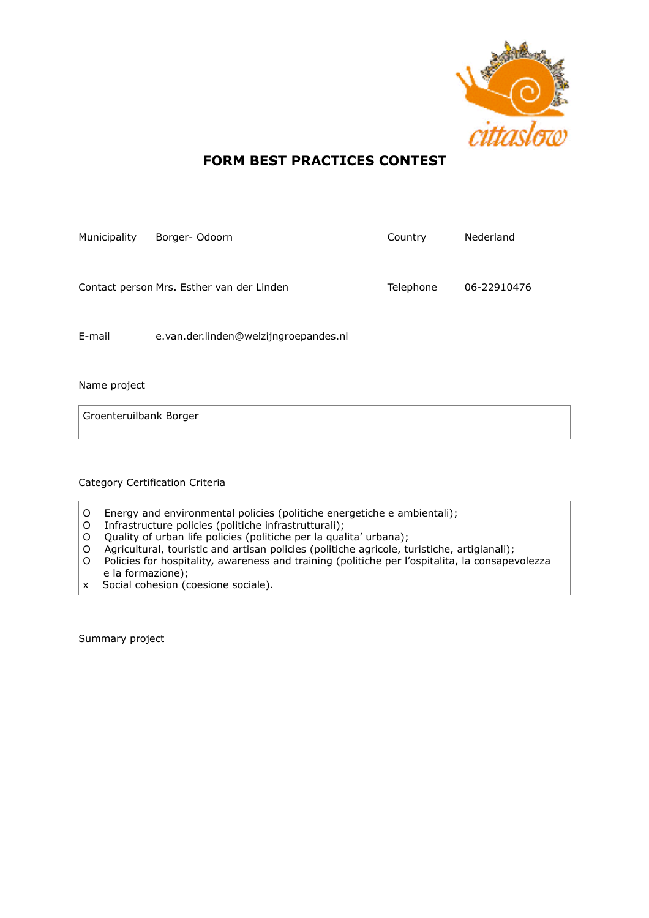# FORM BEST PRACTICES CONTEST

| | | | |
|---|---|---|---|
| Municipality | Borger- Odoorn | Country | Nederland |
| Contact person | Mrs. Esther van der Linden | Telephone | 06-22910476 |
| E-mail | e.van.der.linden@welzijngroepandes.nl | | |

Name project

Groenteruilbank Borger

Category Certification Criteria

- O Energy and environmental policies (politiche energetiche e ambientali);
- O Infrastructure policies (politiche infrastrutturali);
- O Quality of urban life policies (politiche per la qualita' urbana);
- O Agricultural, touristic and artisan policies (politiche agricole, turistiche, artigianali);
- O Policies for hospitality, awareness and training (politiche per l'ospitalita, la consapevolezza e la formazione);
- x Social cohesion (coesione sociale).

Summary project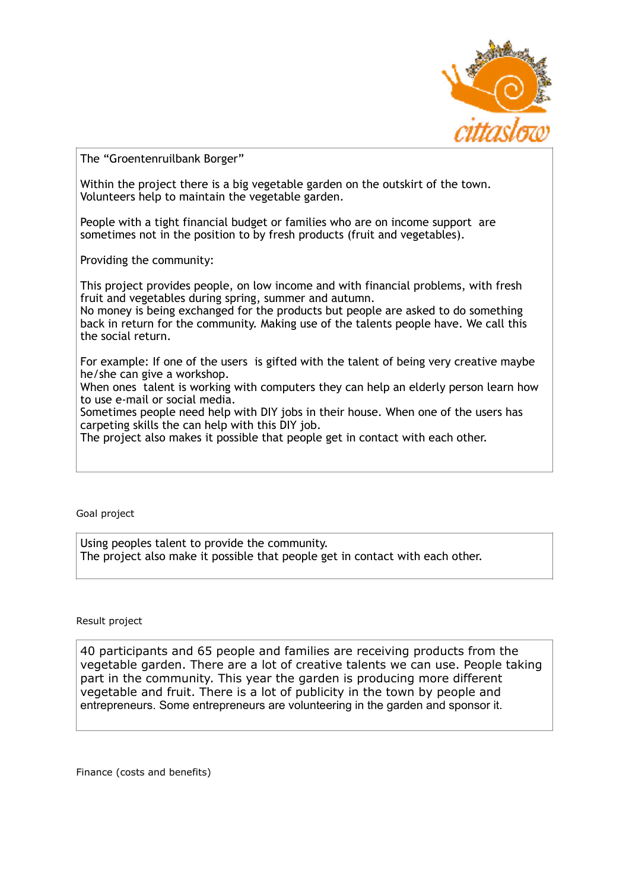The "Groentenruilbank Borger"

Within the project there is a big vegetable garden on the outskirt of the town. Volunteers help to maintain the vegetable garden.

People with a tight financial budget or families who are on income support are sometimes not in the position to by fresh products (fruit and vegetables).

Providing the community:

This project provides people, on low income and with financial problems, with fresh fruit and vegetables during spring, summer and autumn.
No money is being exchanged for the products but people are asked to do something back in return for the community. Making use of the talents people have. We call this the social return.

For example: If one of the users is gifted with the talent of being very creative maybe he/she can give a workshop.
When ones talent is working with computers they can help an elderly person learn how to use e-mail or social media.
Sometimes people need help with DIY jobs in their house. When one of the users has carpeting skills the can help with this DIY job.
The project also makes it possible that people get in contact with each other.

Goal project

Using peoples talent to provide the community.
The project also make it possible that people get in contact with each other.

Result project

40 participants and 65 people and families are receiving products from the vegetable garden. There are a lot of creative talents we can use. People taking part in the community. This year the garden is producing more different vegetable and fruit. There is a lot of publicity in the town by people and entrepreneurs. Some entrepreneurs are volunteering in the garden and sponsor it.

Finance (costs and benefits)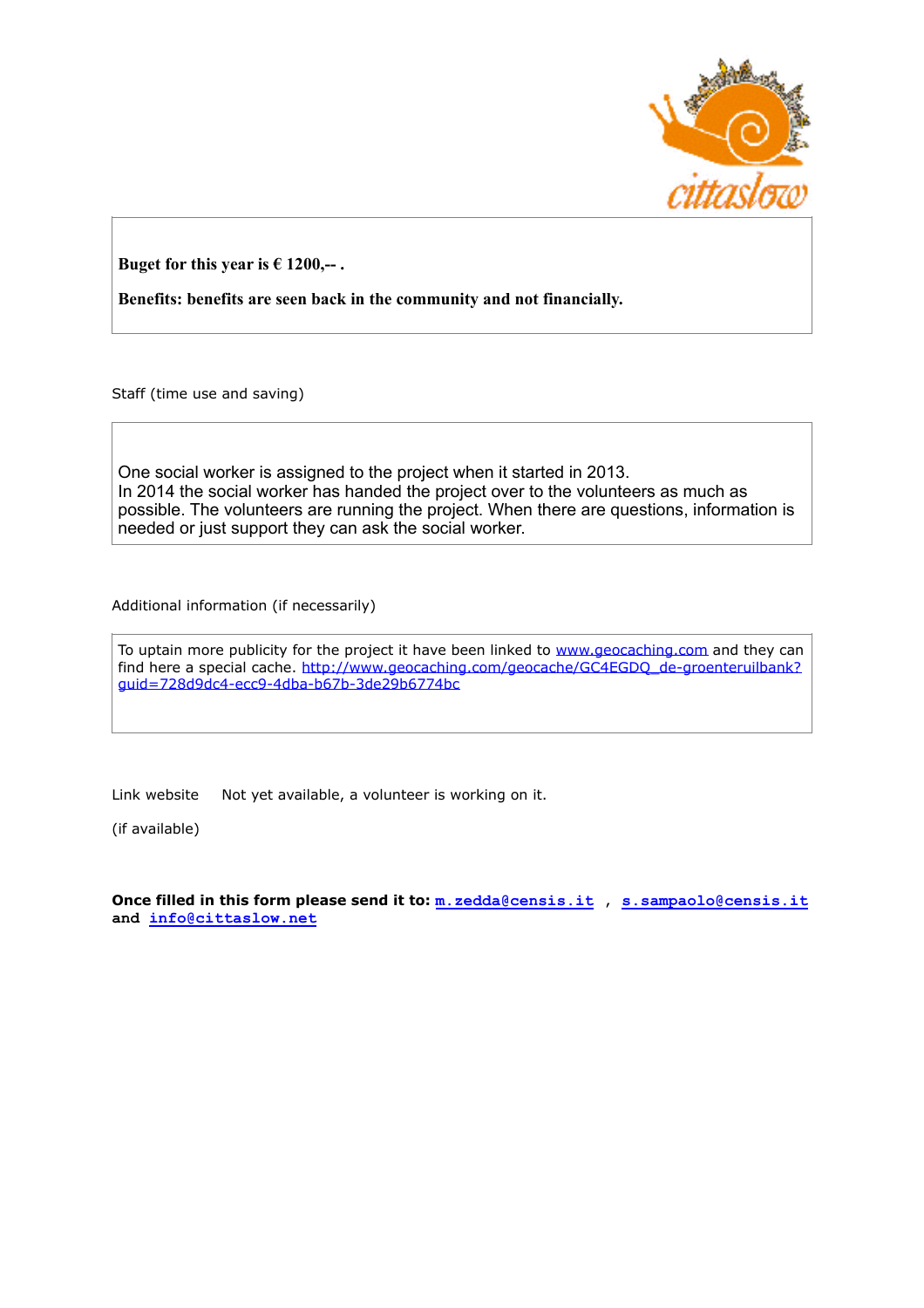**Buget for this year is € 1200,-- .**

**Benefits: benefits are seen back in the community and not financially.**

Staff (time use and saving)

One social worker is assigned to the project when it started in 2013.
In 2014 the social worker has handed the project over to the volunteers as much as possible. The volunteers are running the project. When there are questions, information is needed or just support they can ask the social worker.

Additional information (if necessarily)

To uptain more publicity for the project it have been linked to www.geocaching.com and they can find here a special cache. http://www.geocaching.com/geocache/GC4EGDQ_de-groenteruilbank?guid=728d9dc4-ecc9-4dba-b67b-3de29b6774bc

Link website (if available) Not yet available, a volunteer is working on it.

**Once filled in this form please send it to: m.zedda@censis.it , s.sampaolo@censis.it and info@cittaslow.net**